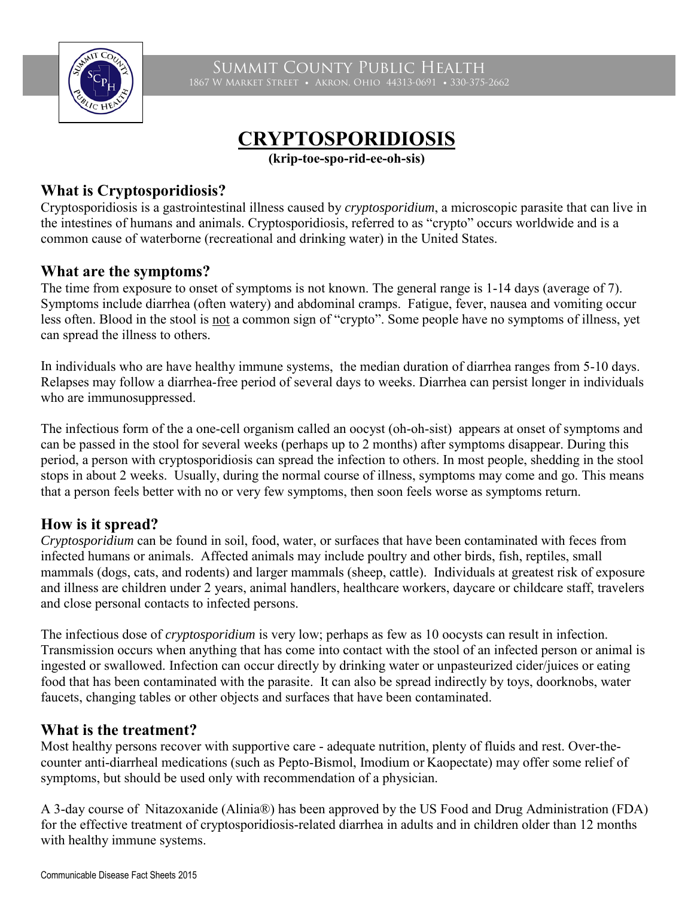# SUMMIT COUNTY PUBLIC HEALTH

1867 W MARKET STREET • AKRON, OHIO 44313-0691 • 330-375-2662

# CRYPTOSPORIDIOSIS

**(krip-toe-spo-rid-ee-oh-sis)**

## What is Cryptosporidiosis?

Cryptosporidiosis is a gastrointestinal illness caused by *cryptosporidium*, a microscopic parasite that can live in the intestines of humans and animals. Cryptosporidiosis, referred to as "crypto" occurs worldwide and is a common cause of waterborne (recreational and drinking water) in the United States.

## What are the symptoms?

The time from exposure to onset of symptoms is not known. The general range is 1-14 days (average of 7). Symptoms include diarrhea (often watery) and abdominal cramps. Fatigue, fever, nausea and vomiting occur less often. Blood in the stool is not a common sign of "crypto". Some people have no symptoms of illness, yet can spread the illness to others.

In individuals who are have healthy immune systems, the median duration of diarrhea ranges from 5-10 days. Relapses may follow a diarrhea-free period of several days to weeks. Diarrhea can persist longer in individuals who are immunosuppressed.

The infectious form of the a one-cell organism called an oocyst (oh-oh-sist) appears at onset of symptoms and can be passed in the stool for several weeks (perhaps up to 2 months) after symptoms disappear. During this period, a person with cryptosporidiosis can spread the infection to others. In most people, shedding in the stool stops in about 2 weeks. Usually, during the normal course of illness, symptoms may come and go. This means that a person feels better with no or very few symptoms, then soon feels worse as symptoms return.

## How is it spread?

*Cryptosporidium* can be found in soil, food, water, or surfaces that have been contaminated with feces from infected humans or animals. Affected animals may include poultry and other birds, fish, reptiles, small mammals (dogs, cats, and rodents) and larger mammals (sheep, cattle). Individuals at greatest risk of exposure and illness are children under 2 years, animal handlers, healthcare workers, daycare or childcare staff, travelers and close personal contacts to infected persons.

The infectious dose of *cryptosporidium* is very low; perhaps as few as 10 oocysts can result in infection. Transmission occurs when anything that has come into contact with the stool of an infected person or animal is ingested or swallowed. Infection can occur directly by drinking water or unpasteurized cider/juices or eating food that has been contaminated with the parasite. It can also be spread indirectly by toys, doorknobs, water faucets, changing tables or other objects and surfaces that have been contaminated.

## What is the treatment?

Most healthy persons recover with supportive care - adequate nutrition, plenty of fluids and rest. Over-the-counter anti-diarrheal medications (such as Pepto-Bismol, Imodium or Kaopectate) may offer some relief of symptoms, but should be used only with recommendation of a physician.

A 3-day course of Nitazoxanide (Alinia®) has been approved by the US Food and Drug Administration (FDA) for the effective treatment of cryptosporidiosis-related diarrhea in adults and in children older than 12 months with healthy immune systems.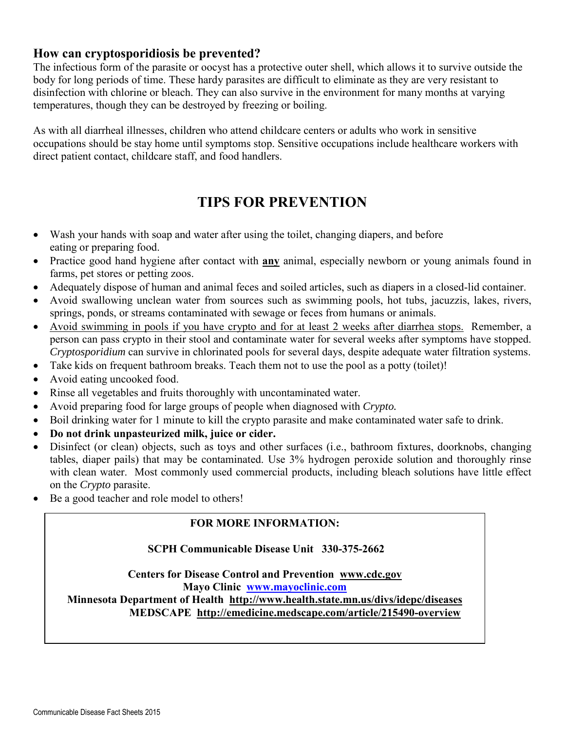## How can cryptosporidiosis be prevented?

The infectious form of the parasite or oocyst has a protective outer shell, which allows it to survive outside the body for long periods of time. These hardy parasites are difficult to eliminate as they are very resistant to disinfection with chlorine or bleach. They can also survive in the environment for many months at varying temperatures, though they can be destroyed by freezing or boiling.

As with all diarrheal illnesses, children who attend childcare centers or adults who work in sensitive occupations should be stay home until symptoms stop. Sensitive occupations include healthcare workers with direct patient contact, childcare staff, and food handlers.

# TIPS FOR PREVENTION

- Wash your hands with soap and water after using the toilet, changing diapers, and before eating or preparing food.
- Practice good hand hygiene after contact with **<u>any</u>** animal, especially newborn or young animals found in farms, pet stores or petting zoos.
- Adequately dispose of human and animal feces and soiled articles, such as diapers in a closed-lid container.
- Avoid swallowing unclean water from sources such as swimming pools, hot tubs, jacuzzis, lakes, rivers, springs, ponds, or streams contaminated with sewage or feces from humans or animals.
- <u>Avoid swimming in pools if you have crypto and for at least 2 weeks after diarrhea stops.</u> Remember, a person can pass crypto in their stool and contaminate water for several weeks after symptoms have stopped. *Cryptosporidium* can survive in chlorinated pools for several days, despite adequate water filtration systems.
- Take kids on frequent bathroom breaks. Teach them not to use the pool as a potty (toilet)!
- Avoid eating uncooked food.
- Rinse all vegetables and fruits thoroughly with uncontaminated water.
- Avoid preparing food for large groups of people when diagnosed with *Crypto.*
- Boil drinking water for 1 minute to kill the crypto parasite and make contaminated water safe to drink.
- **Do not drink unpasteurized milk, juice or cider.**
- Disinfect (or clean) objects, such as toys and other surfaces (i.e., bathroom fixtures, doorknobs, changing tables, diaper pails) that may be contaminated. Use 3% hydrogen peroxide solution and thoroughly rinse with clean water. Most commonly used commercial products, including bleach solutions have little effect on the *Crypto* parasite.
- Be a good teacher and role model to others!

**FOR MORE INFORMATION:**

**SCPH Communicable Disease Unit 330-375-2662**

**Centers for Disease Control and Prevention www.cdc.gov**
**Mayo Clinic www.mayoclinic.com**
**Minnesota Department of Health http://www.health.state.mn.us/divs/idepc/diseases**
**MEDSCAPE http://emedicine.medscape.com/article/215490-overview**